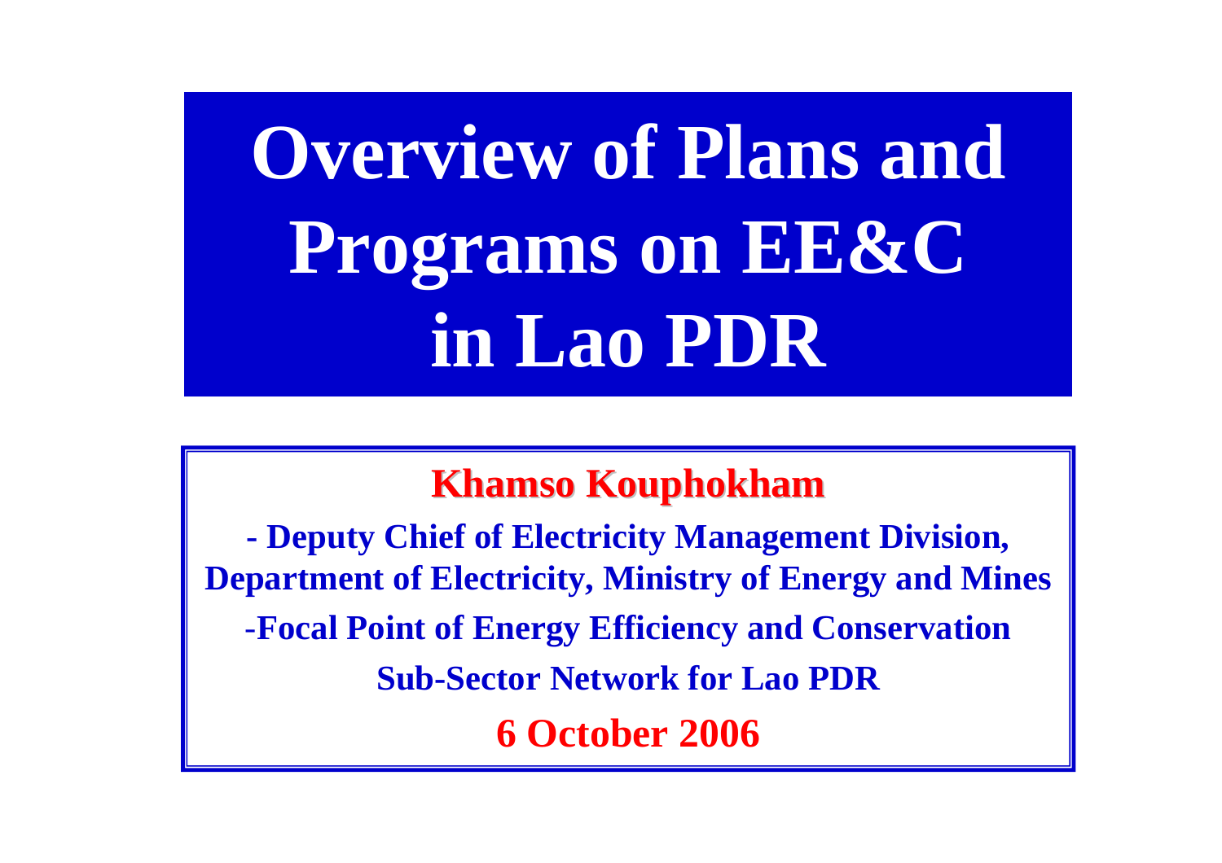# Overview of Plans and Programs on EE&C in Lao PDR

**Khamso Kouphokham**

**- Deputy Chief of Electricity Management Division, Department of Electricity, Ministry of Energy and Mines**

**-Focal Point of Energy Efficiency and Conservation Sub-Sector Network for Lao PDR**

**6 October 2006**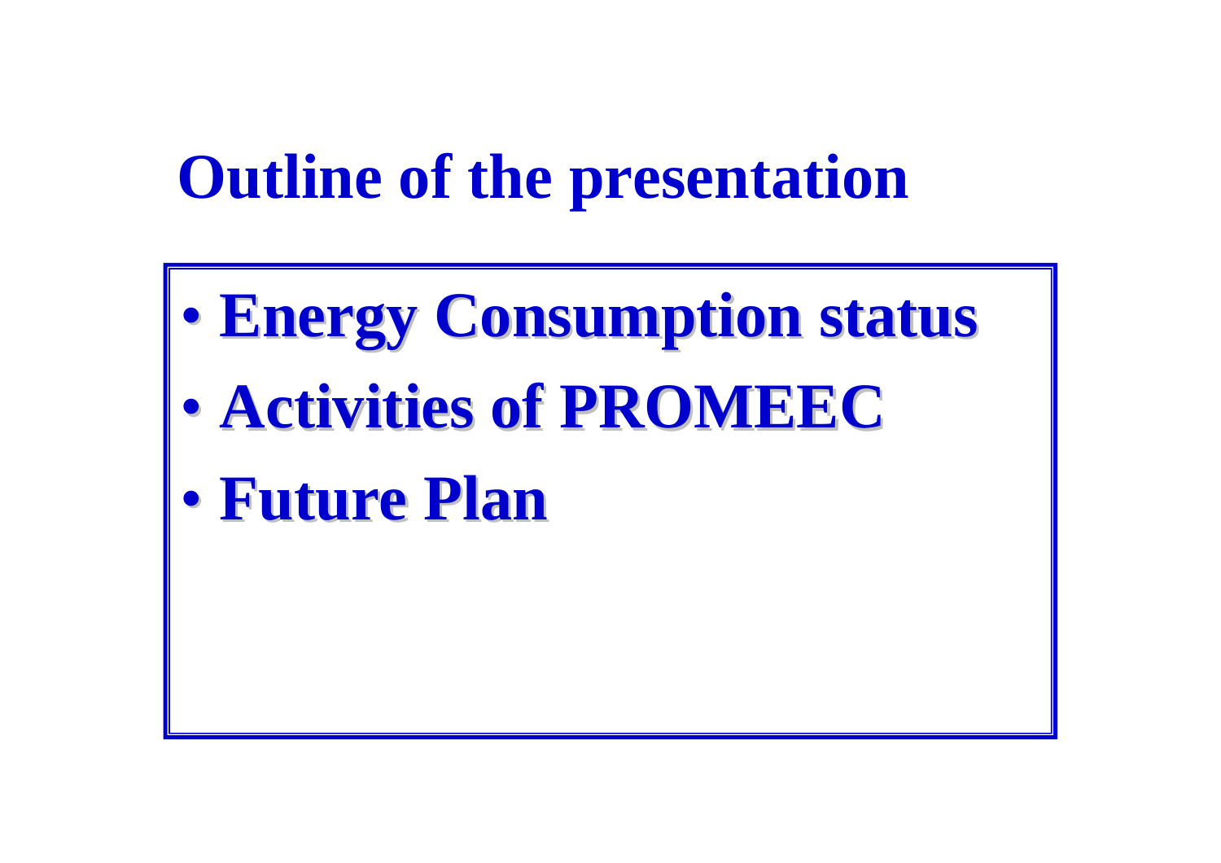# Outline of the presentation

- **Energy Consumption status**
- **Activities of PROMEEC**
- **Future Plan**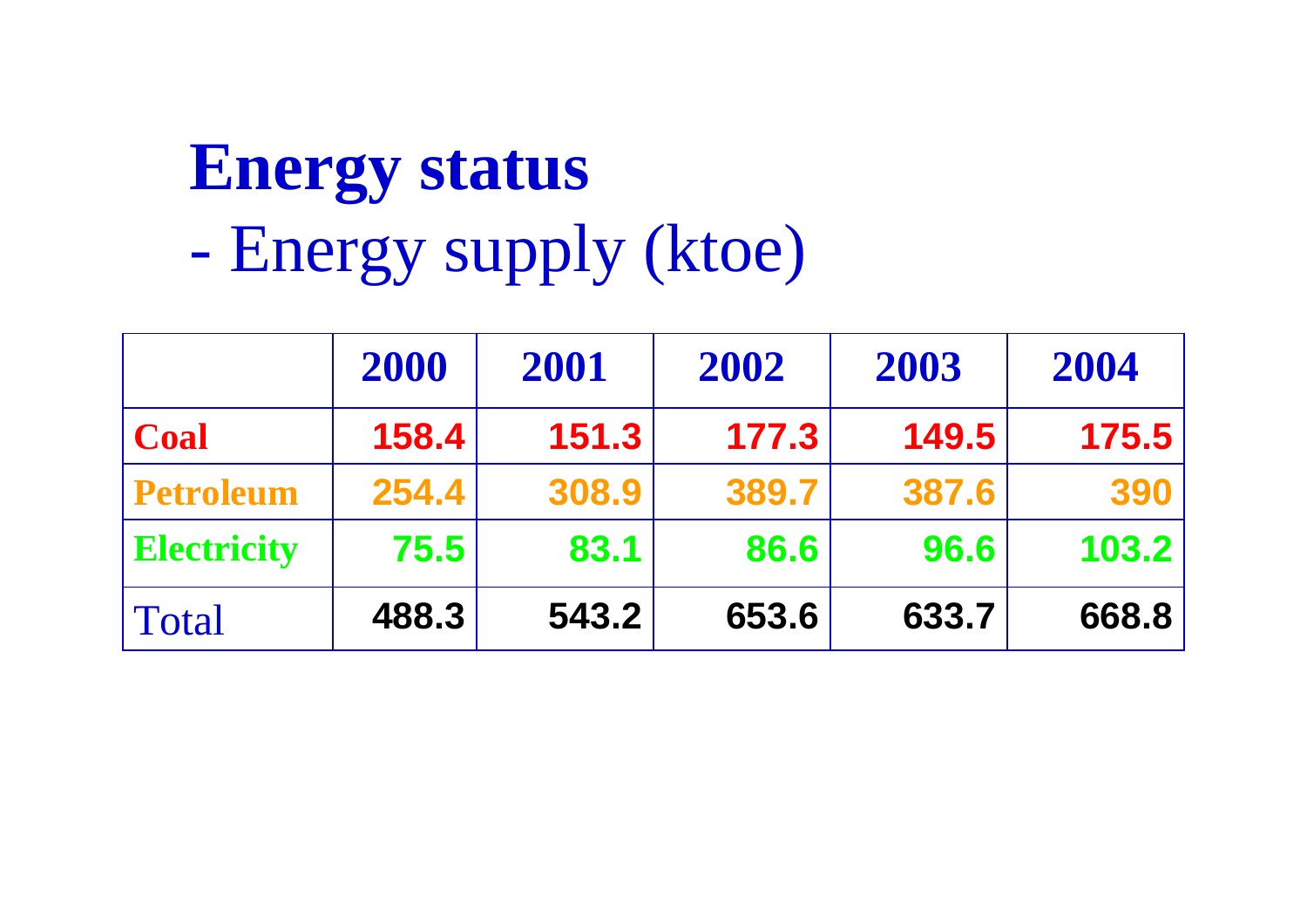# Energy status

## - Energy supply (ktoe)

| | 2000 | 2001 | 2002 | 2003 | 2004 |
|---|---|---|---|---|---|
| **Coal** | **158.4** | **151.3** | **177.3** | **149.5** | **175.5** |
| **Petroleum** | **254.4** | **308.9** | **389.7** | **387.6** | **390** |
| **Electricity** | **75.5** | **83.1** | **86.6** | **96.6** | **103.2** |
| Total | **488.3** | **543.2** | **653.6** | **633.7** | **668.8** |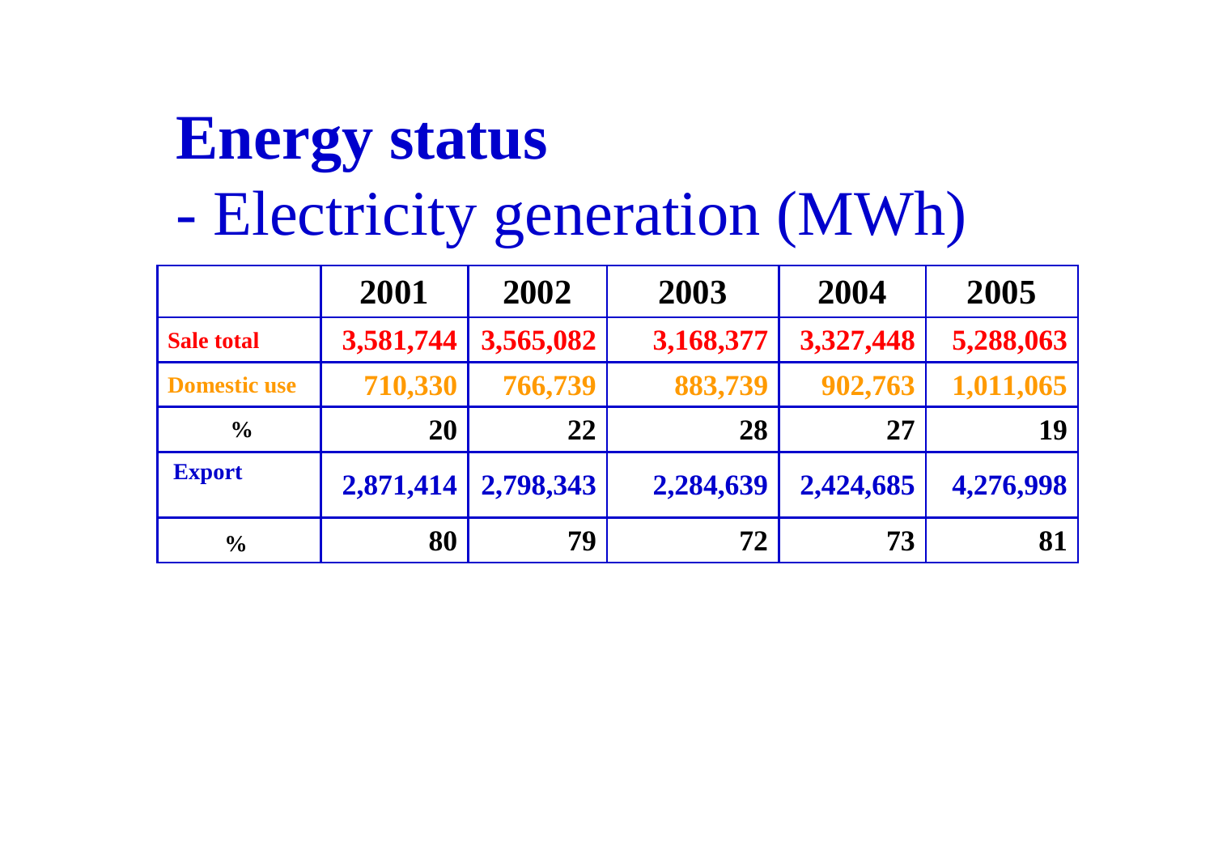# Energy status

## - Electricity generation (MWh)

| | 2001 | 2002 | 2003 | 2004 | 2005 |
|---|---|---|---|---|---|
| **Sale total** | **3,581,744** | **3,565,082** | **3,168,377** | **3,327,448** | **5,288,063** |
| **Domestic use** | **710,330** | **766,739** | **883,739** | **902,763** | **1,011,065** |
| **%** | **20** | **22** | **28** | **27** | **19** |
| **Export** | **2,871,414** | **2,798,343** | **2,284,639** | **2,424,685** | **4,276,998** |
| **%** | **80** | **79** | **72** | **73** | **81** |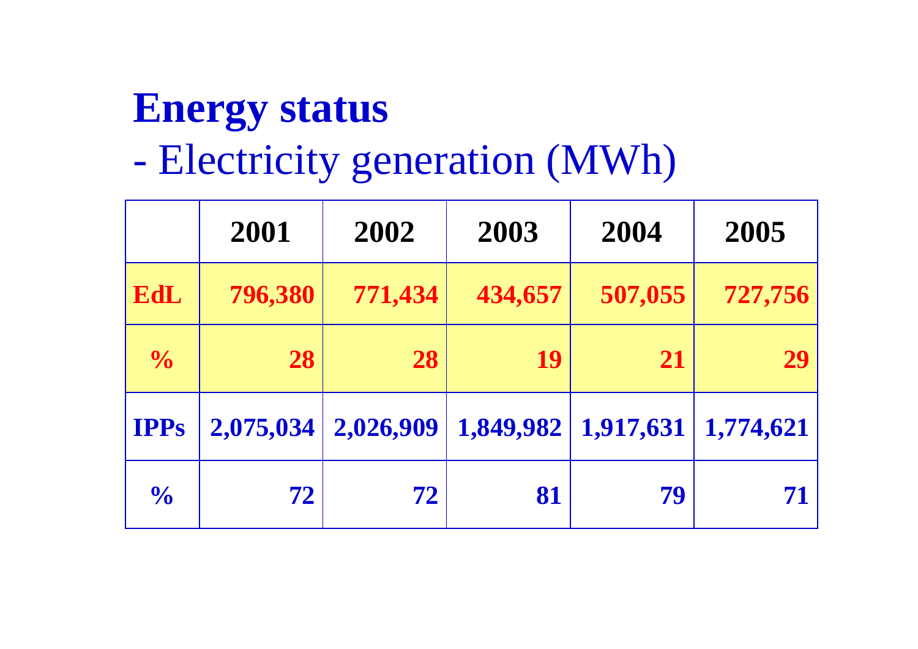# Energy status

## - Electricity generation (MWh)

| | 2001 | 2002 | 2003 | 2004 | 2005 |
|---|---|---|---|---|---|
| **EdL** | **796,380** | **771,434** | **434,657** | **507,055** | **727,756** |
| **%** | **28** | **28** | **19** | **21** | **29** |
| **IPPs** | **2,075,034** | **2,026,909** | **1,849,982** | **1,917,631** | **1,774,621** |
| **%** | **72** | **72** | **81** | **79** | **71** |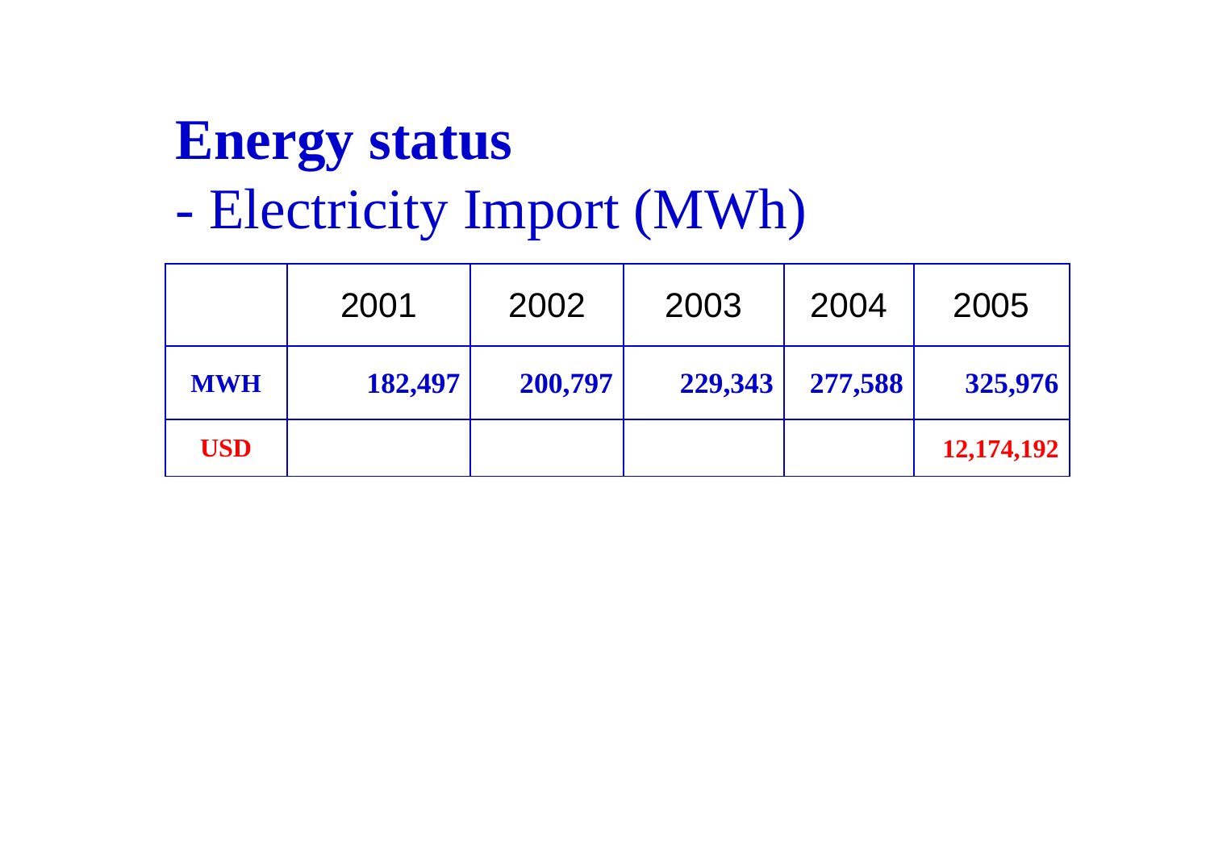# Energy status

## - Electricity Import (MWh)

| | 2001 | 2002 | 2003 | 2004 | 2005 |
|---|---|---|---|---|---|
| **MWH** | **182,497** | **200,797** | **229,343** | **277,588** | **325,976** |
| **USD** | | | | | **12,174,192** |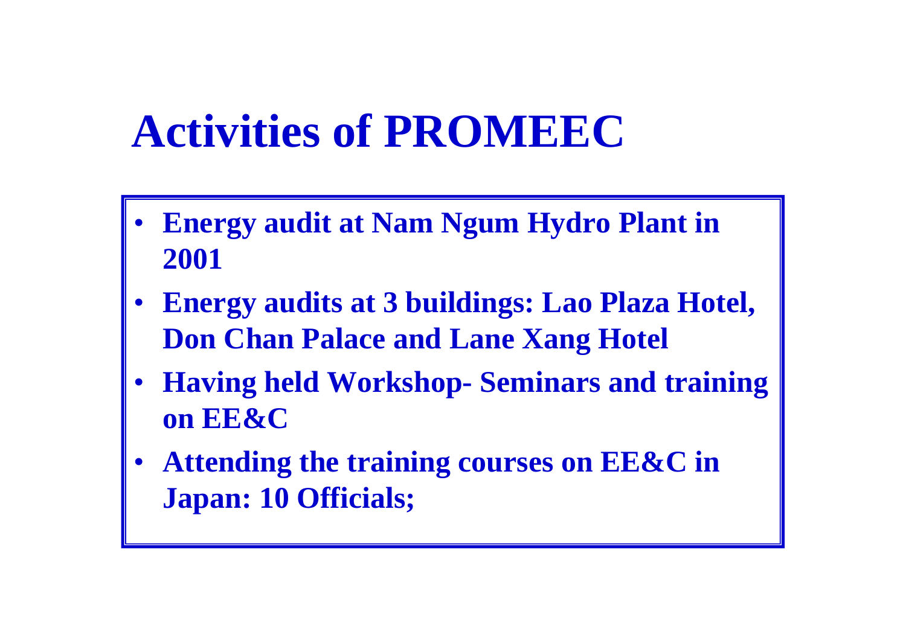# Activities of PROMEEC

- **Energy audit at Nam Ngum Hydro Plant in 2001**
- **Energy audits at 3 buildings: Lao Plaza Hotel, Don Chan Palace and Lane Xang Hotel**
- **Having held Workshop- Seminars and training on EE&C**
- **Attending the training courses on EE&C in Japan: 10 Officials;**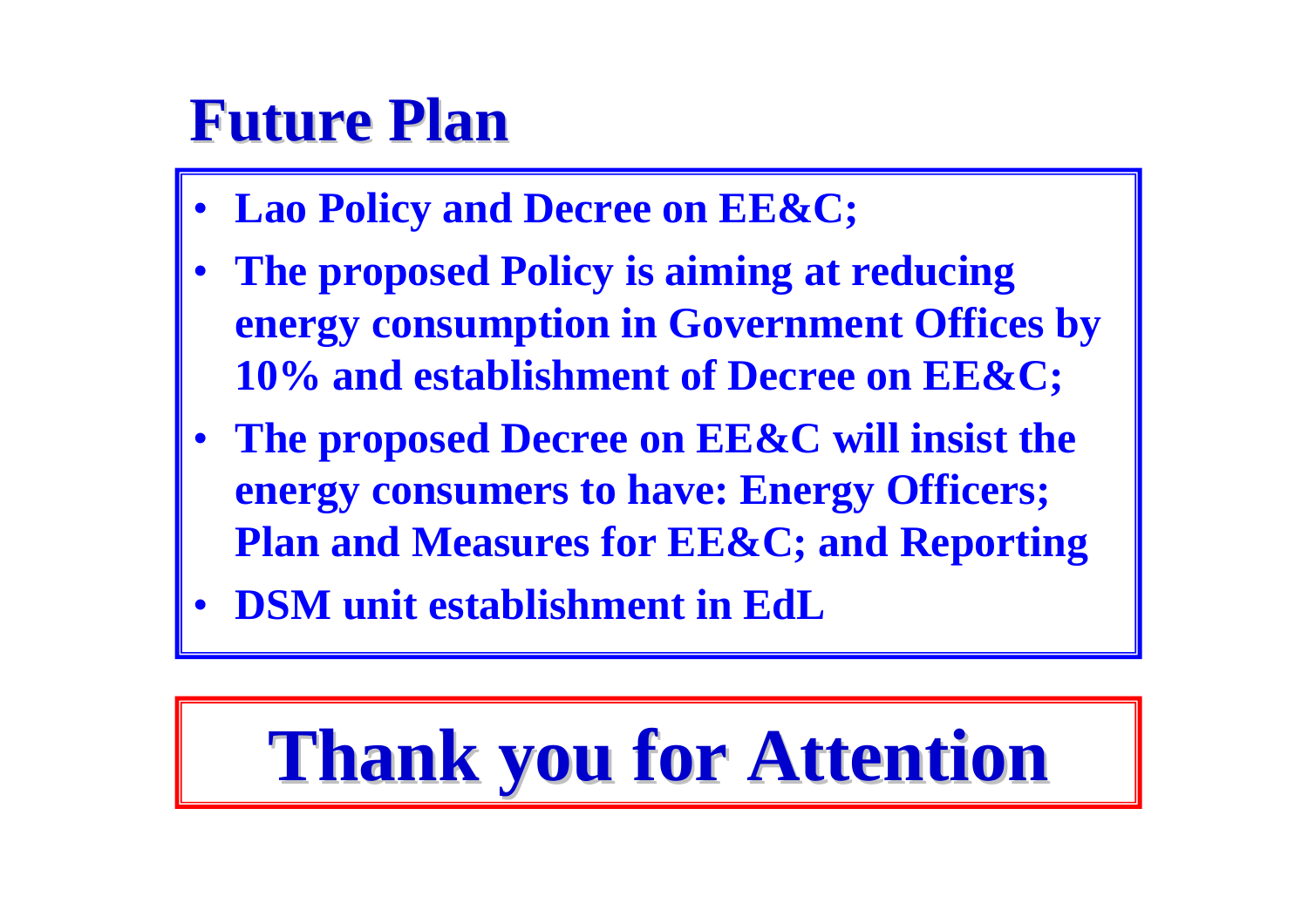# Future Plan

- **Lao Policy and Decree on EE&C;**
- **The proposed Policy is aiming at reducing energy consumption in Government Offices by 10% and establishment of Decree on EE&C;**
- **The proposed Decree on EE&C will insist the energy consumers to have: Energy Officers; Plan and Measures for EE&C; and Reporting**
- **DSM unit establishment in EdL**

# Thank you for Attention